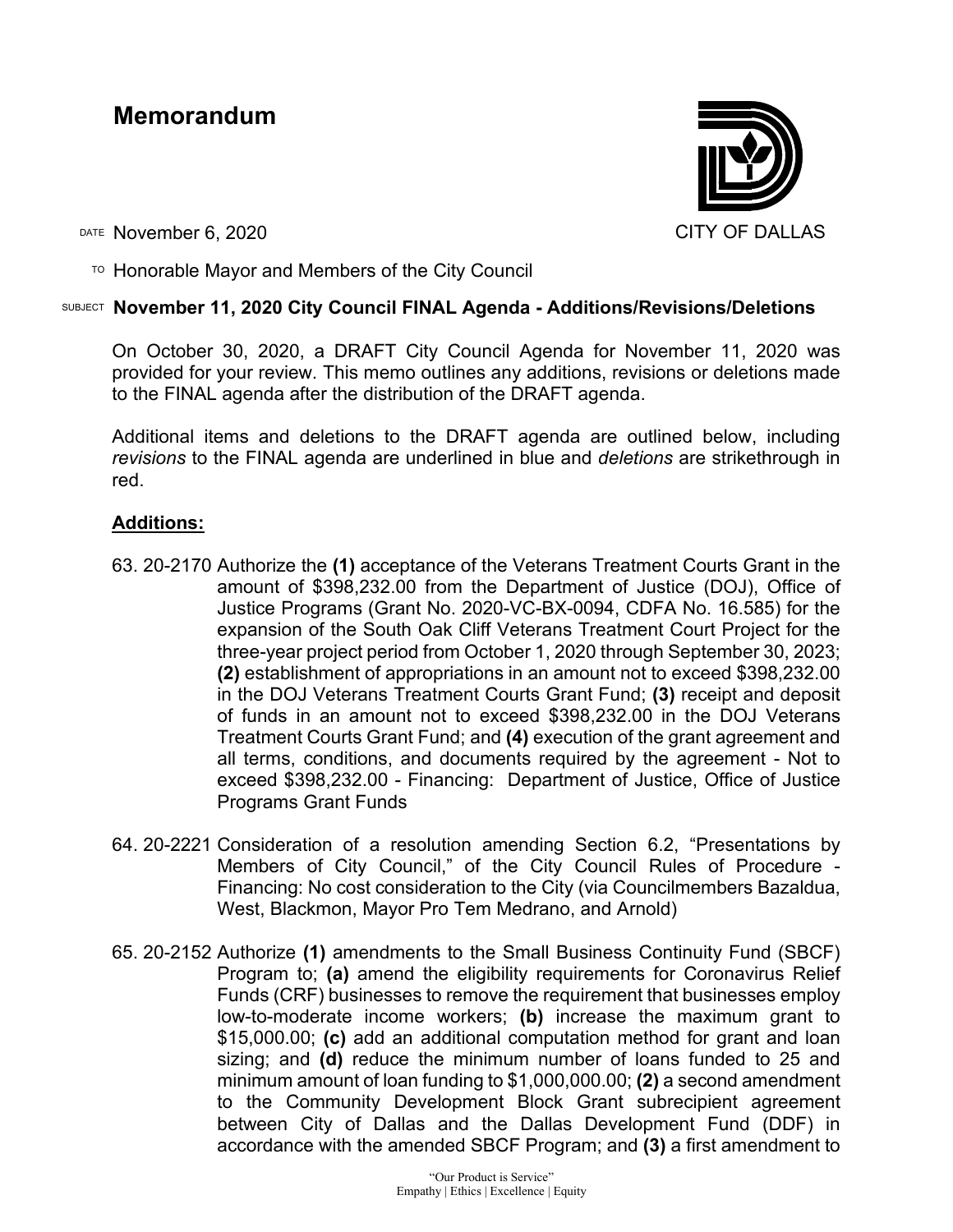# Memorandum

CITY OF DALLAS

DATE November 6, 2020

TO Honorable Mayor and Members of the City Council

SUBJECT **November 11, 2020 City Council FINAL Agenda - Additions/Revisions/Deletions**

On October 30, 2020, a DRAFT City Council Agenda for November 11, 2020 was provided for your review. This memo outlines any additions, revisions or deletions made to the FINAL agenda after the distribution of the DRAFT agenda.

Additional items and deletions to the DRAFT agenda are outlined below, including *revisions* to the FINAL agenda are underlined in blue and *deletions* are strikethrough in red.

## Additions:

63. 20-2170 Authorize the **(1)** acceptance of the Veterans Treatment Courts Grant in the amount of $398,232.00 from the Department of Justice (DOJ), Office of Justice Programs (Grant No. 2020-VC-BX-0094, CDFA No. 16.585) for the expansion of the South Oak Cliff Veterans Treatment Court Project for the three-year project period from October 1, 2020 through September 30, 2023; **(2)** establishment of appropriations in an amount not to exceed $398,232.00 in the DOJ Veterans Treatment Courts Grant Fund; **(3)** receipt and deposit of funds in an amount not to exceed $398,232.00 in the DOJ Veterans Treatment Courts Grant Fund; and **(4)** execution of the grant agreement and all terms, conditions, and documents required by the agreement - Not to exceed $398,232.00 - Financing: Department of Justice, Office of Justice Programs Grant Funds

64. 20-2221 Consideration of a resolution amending Section 6.2, "Presentations by Members of City Council," of the City Council Rules of Procedure - Financing: No cost consideration to the City (via Councilmembers Bazaldua, West, Blackmon, Mayor Pro Tem Medrano, and Arnold)

65. 20-2152 Authorize **(1)** amendments to the Small Business Continuity Fund (SBCF) Program to; **(a)** amend the eligibility requirements for Coronavirus Relief Funds (CRF) businesses to remove the requirement that businesses employ low-to-moderate income workers; **(b)** increase the maximum grant to $15,000.00; **(c)** add an additional computation method for grant and loan sizing; and **(d)** reduce the minimum number of loans funded to 25 and minimum amount of loan funding to $1,000,000.00; **(2)** a second amendment to the Community Development Block Grant subrecipient agreement between City of Dallas and the Dallas Development Fund (DDF) in accordance with the amended SBCF Program; and **(3)** a first amendment to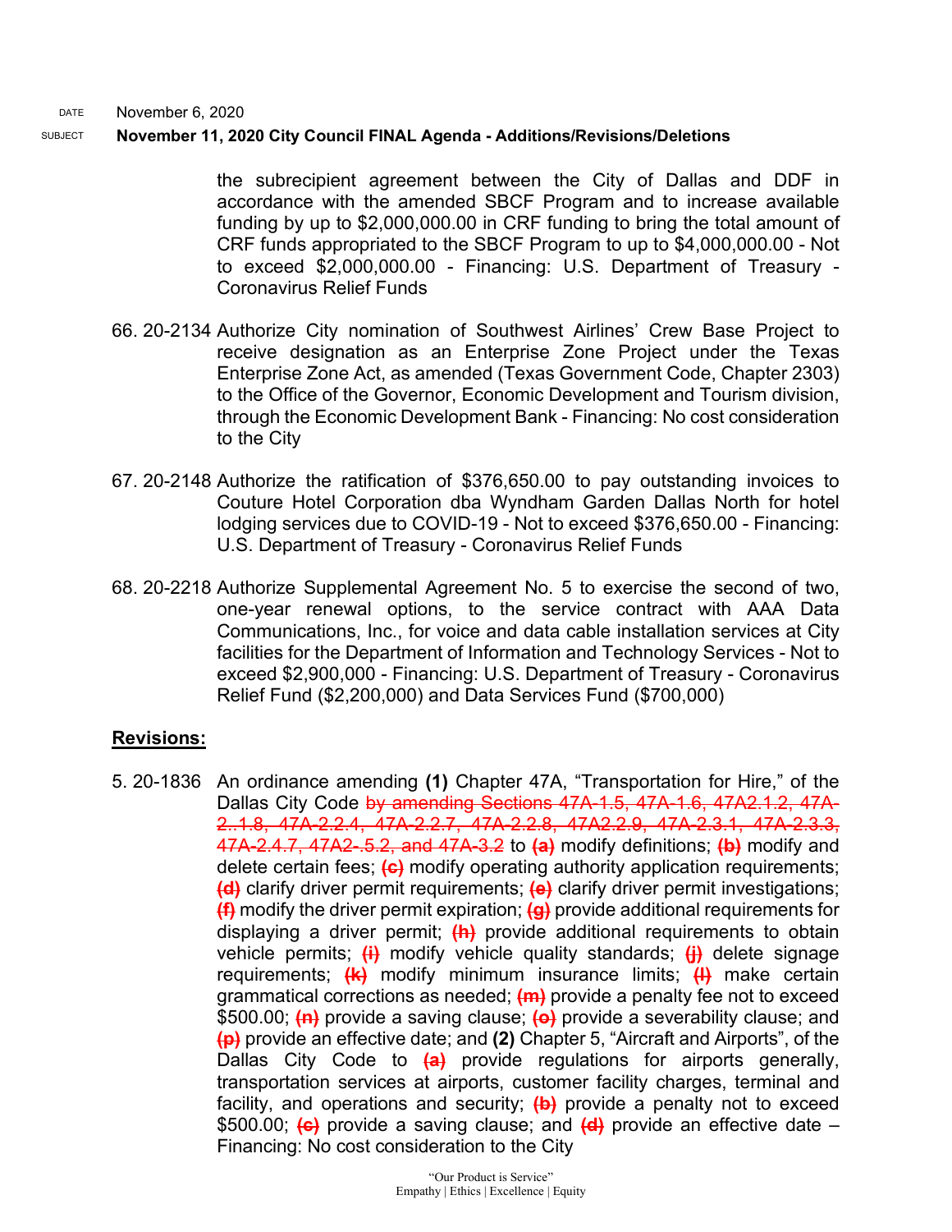DATE November 6, 2020

SUBJECT **November 11, 2020 City Council FINAL Agenda - Additions/Revisions/Deletions**

the subrecipient agreement between the City of Dallas and DDF in accordance with the amended SBCF Program and to increase available funding by up to $2,000,000.00 in CRF funding to bring the total amount of CRF funds appropriated to the SBCF Program to up to $4,000,000.00 - Not to exceed $2,000,000.00 - Financing: U.S. Department of Treasury - Coronavirus Relief Funds

66. 20-2134 Authorize City nomination of Southwest Airlines' Crew Base Project to receive designation as an Enterprise Zone Project under the Texas Enterprise Zone Act, as amended (Texas Government Code, Chapter 2303) to the Office of the Governor, Economic Development and Tourism division, through the Economic Development Bank - Financing: No cost consideration to the City

67. 20-2148 Authorize the ratification of $376,650.00 to pay outstanding invoices to Couture Hotel Corporation dba Wyndham Garden Dallas North for hotel lodging services due to COVID-19 - Not to exceed $376,650.00 - Financing: U.S. Department of Treasury - Coronavirus Relief Funds

68. 20-2218 Authorize Supplemental Agreement No. 5 to exercise the second of two, one-year renewal options, to the service contract with AAA Data Communications, Inc., for voice and data cable installation services at City facilities for the Department of Information and Technology Services - Not to exceed $2,900,000 - Financing: U.S. Department of Treasury - Coronavirus Relief Fund ($2,200,000) and Data Services Fund ($700,000)

## Revisions:

5. 20-1836 An ordinance amending **(1)** Chapter 47A, "Transportation for Hire," of the Dallas City Code ~~by amending Sections 47A-1.5, 47A-1.6, 47A2.1.2, 47A-2..1.8, 47A-2.2.4, 47A-2.2.7, 47A-2.2.8, 47A2.2.9, 47A-2.3.1, 47A-2.3.3, 47A-2.4.7, 47A2-.5.2, and 47A-3.2~~ to ~~**(a)**~~ modify definitions; ~~**(b)**~~ modify and delete certain fees; ~~**(c)**~~ modify operating authority application requirements; ~~**(d)**~~ clarify driver permit requirements; ~~**(e)**~~ clarify driver permit investigations; ~~**(f)**~~ modify the driver permit expiration; ~~**(g)**~~ provide additional requirements for displaying a driver permit; ~~**(h)**~~ provide additional requirements to obtain vehicle permits; ~~**(i)**~~ modify vehicle quality standards; ~~**(j)**~~ delete signage requirements; ~~**(k)**~~ modify minimum insurance limits; ~~**(l)**~~ make certain grammatical corrections as needed; ~~**(m)**~~ provide a penalty fee not to exceed $500.00; ~~**(n)**~~ provide a saving clause; ~~**(o)**~~ provide a severability clause; and ~~**(p)**~~ provide an effective date; and **(2)** Chapter 5, "Aircraft and Airports", of the Dallas City Code to ~~**(a)**~~ provide regulations for airports generally, transportation services at airports, customer facility charges, terminal and facility, and operations and security; ~~**(b)**~~ provide a penalty not to exceed $500.00; ~~**(c)**~~ provide a saving clause; and ~~**(d)**~~ provide an effective date – Financing: No cost consideration to the City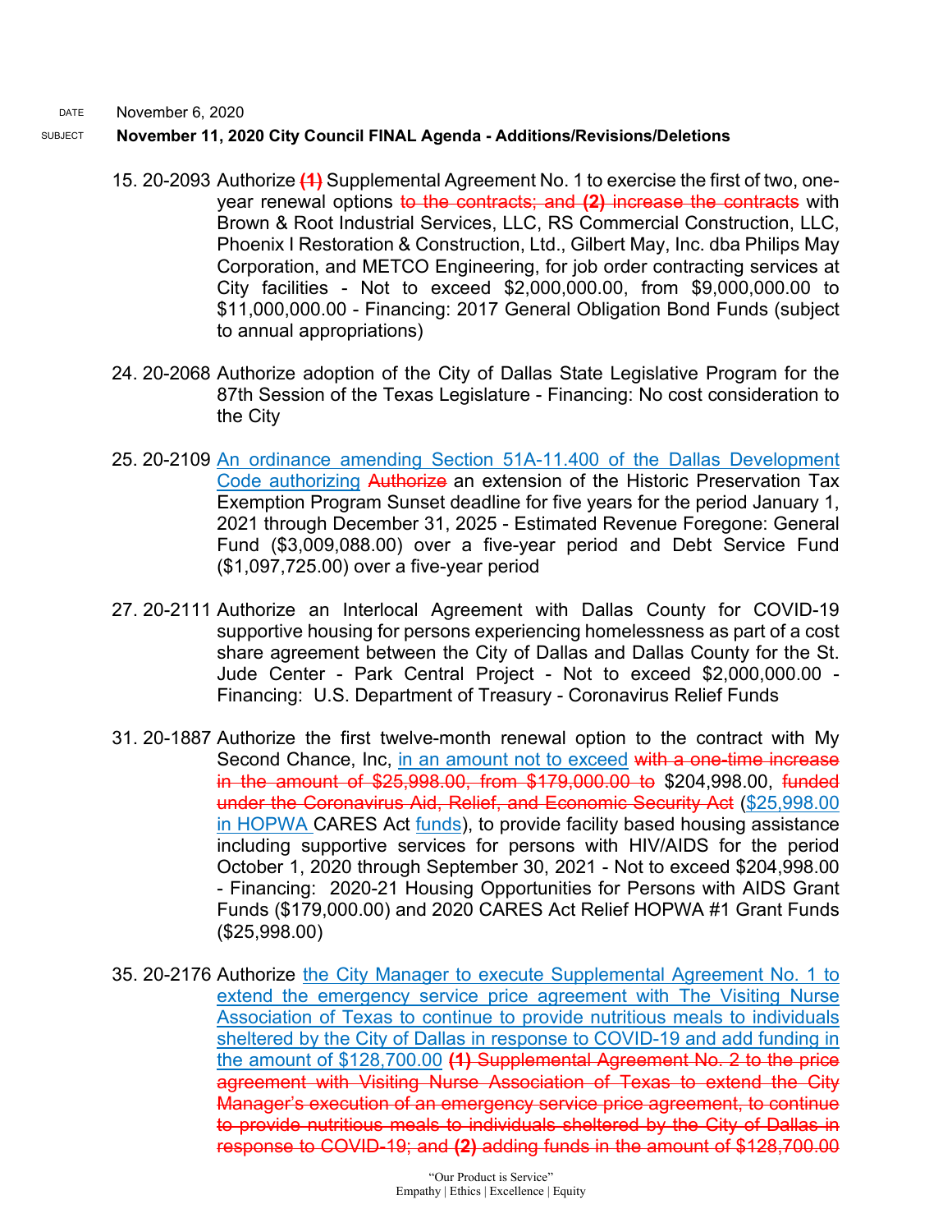DATE November 6, 2020

SUBJECT **November 11, 2020 City Council FINAL Agenda - Additions/Revisions/Deletions**

15. 20-2093 Authorize ~~**(1)**~~ Supplemental Agreement No. 1 to exercise the first of two, one-year renewal options ~~to the contracts; and **(2)** increase the contracts~~ with Brown & Root Industrial Services, LLC, RS Commercial Construction, LLC, Phoenix I Restoration & Construction, Ltd., Gilbert May, Inc. dba Philips May Corporation, and METCO Engineering, for job order contracting services at City facilities - Not to exceed $2,000,000.00, from $9,000,000.00 to $11,000,000.00 - Financing: 2017 General Obligation Bond Funds (subject to annual appropriations)

24. 20-2068 Authorize adoption of the City of Dallas State Legislative Program for the 87th Session of the Texas Legislature - Financing: No cost consideration to the City

25. 20-2109 <u>An ordinance amending Section 51A-11.400 of the Dallas Development Code authorizing</u> ~~Authorize~~ an extension of the Historic Preservation Tax Exemption Program Sunset deadline for five years for the period January 1, 2021 through December 31, 2025 - Estimated Revenue Foregone: General Fund ($3,009,088.00) over a five-year period and Debt Service Fund ($1,097,725.00) over a five-year period

27. 20-2111 Authorize an Interlocal Agreement with Dallas County for COVID-19 supportive housing for persons experiencing homelessness as part of a cost share agreement between the City of Dallas and Dallas County for the St. Jude Center - Park Central Project - Not to exceed $2,000,000.00 - Financing: U.S. Department of Treasury - Coronavirus Relief Funds

31. 20-1887 Authorize the first twelve-month renewal option to the contract with My Second Chance, Inc, <u>in an amount not to exceed</u> ~~with a one-time increase in the amount of $25,998.00, from $179,000.00 to~~ $204,998.00, ~~funded under the Coronavirus Aid, Relief, and Economic Security Act~~ (<u>$25,998.00 in HOPWA</u> CARES Act <u>funds</u>), to provide facility based housing assistance including supportive services for persons with HIV/AIDS for the period October 1, 2020 through September 30, 2021 - Not to exceed $204,998.00 - Financing: 2020-21 Housing Opportunities for Persons with AIDS Grant Funds ($179,000.00) and 2020 CARES Act Relief HOPWA #1 Grant Funds ($25,998.00)

35. 20-2176 Authorize <u>the City Manager to execute Supplemental Agreement No. 1 to extend the emergency service price agreement with The Visiting Nurse Association of Texas to continue to provide nutritious meals to individuals sheltered by the City of Dallas in response to COVID-19 and add funding in the amount of $128,700.00</u> ~~**(1)** Supplemental Agreement No. 2 to the price agreement with Visiting Nurse Association of Texas to extend the City Manager's execution of an emergency service price agreement, to continue to provide nutritious meals to individuals sheltered by the City of Dallas in response to COVID-19; and **(2)** adding funds in the amount of $128,700.00~~

"Our Product is Service"
Empathy | Ethics | Excellence | Equity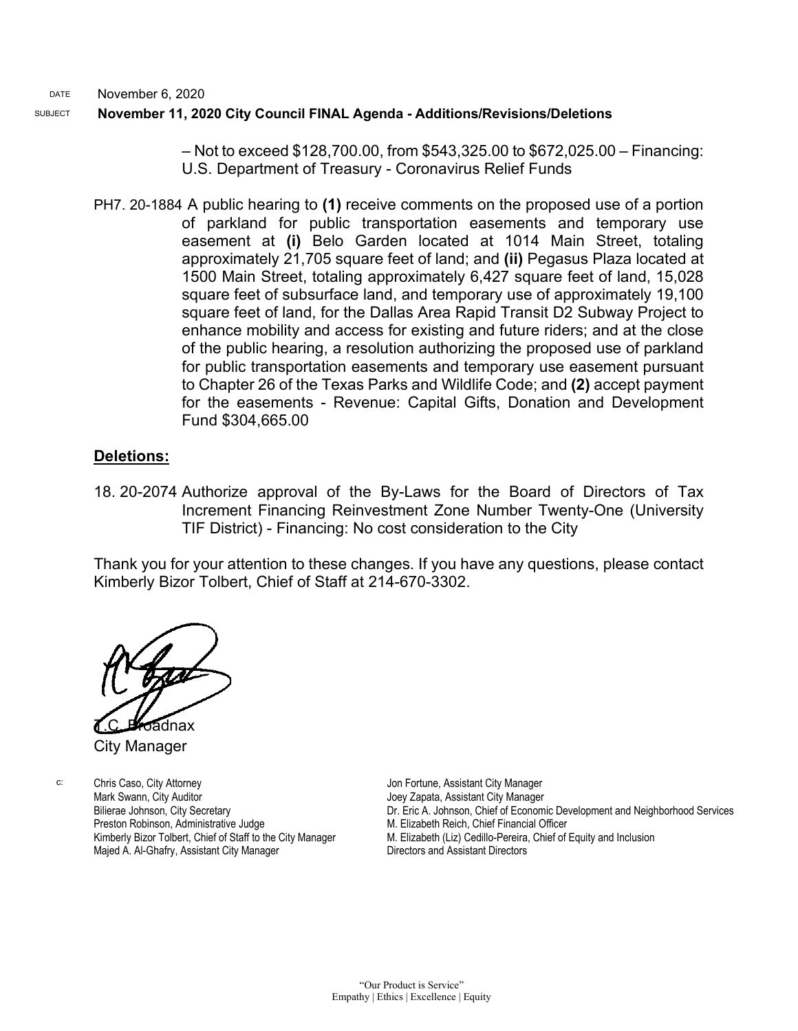DATE November 6, 2020

SUBJECT **November 11, 2020 City Council FINAL Agenda - Additions/Revisions/Deletions**

– Not to exceed $128,700.00, from $543,325.00 to $672,025.00 – Financing: U.S. Department of Treasury - Coronavirus Relief Funds

PH7. 20-1884 A public hearing to **(1)** receive comments on the proposed use of a portion of parkland for public transportation easements and temporary use easement at **(i)** Belo Garden located at 1014 Main Street, totaling approximately 21,705 square feet of land; and **(ii)** Pegasus Plaza located at 1500 Main Street, totaling approximately 6,427 square feet of land, 15,028 square feet of subsurface land, and temporary use of approximately 19,100 square feet of land, for the Dallas Area Rapid Transit D2 Subway Project to enhance mobility and access for existing and future riders; and at the close of the public hearing, a resolution authorizing the proposed use of parkland for public transportation easements and temporary use easement pursuant to Chapter 26 of the Texas Parks and Wildlife Code; and **(2)** accept payment for the easements - Revenue: Capital Gifts, Donation and Development Fund $304,665.00

## Deletions:

18. 20-2074 Authorize approval of the By-Laws for the Board of Directors of Tax Increment Financing Reinvestment Zone Number Twenty-One (University TIF District) - Financing: No cost consideration to the City

Thank you for your attention to these changes. If you have any questions, please contact Kimberly Bizor Tolbert, Chief of Staff at 214-670-3302.

T.C. Broadnax
City Manager

c:
Chris Caso, City Attorney
Mark Swann, City Auditor
Bilierae Johnson, City Secretary
Preston Robinson, Administrative Judge
Kimberly Bizor Tolbert, Chief of Staff to the City Manager
Majed A. Al-Ghafry, Assistant City Manager
Jon Fortune, Assistant City Manager
Joey Zapata, Assistant City Manager
Dr. Eric A. Johnson, Chief of Economic Development and Neighborhood Services
M. Elizabeth Reich, Chief Financial Officer
M. Elizabeth (Liz) Cedillo-Pereira, Chief of Equity and Inclusion
Directors and Assistant Directors

"Our Product is Service"
Empathy | Ethics | Excellence | Equity